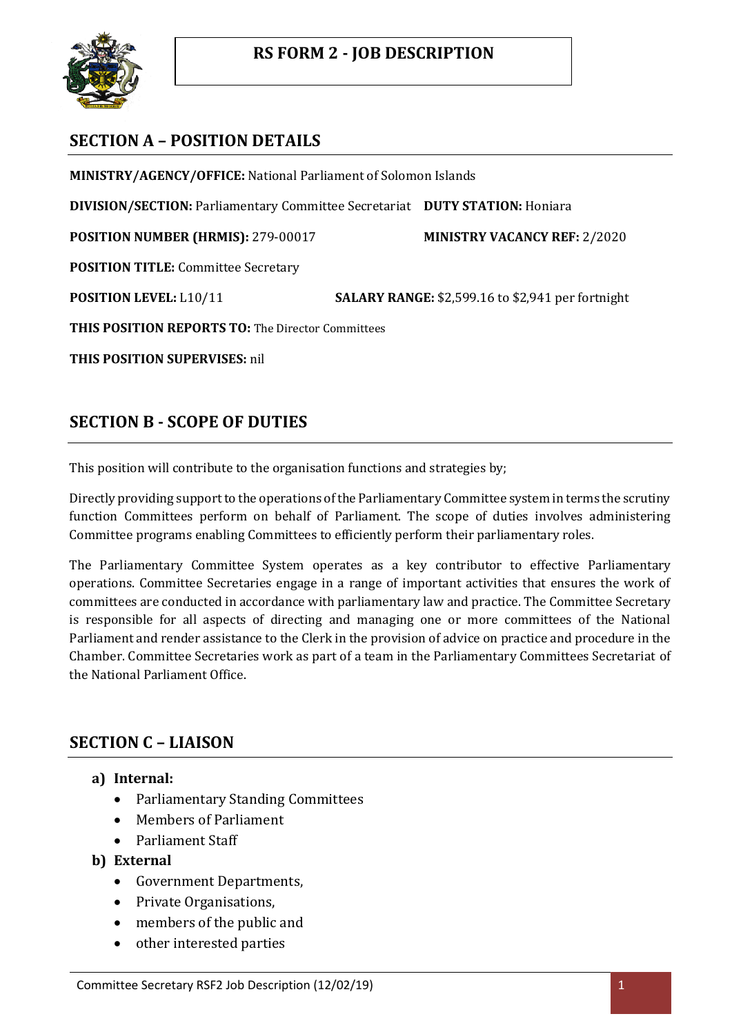# RS FORM 2 - JOB DESCRIPTION

## SECTION A – POSITION DETAILS

**MINISTRY/AGENCY/OFFICE:** National Parliament of Solomon Islands

**DIVISION/SECTION:** Parliamentary Committee Secretariat **DUTY STATION:** Honiara

**POSITION NUMBER (HRMIS):** 279-00017 **MINISTRY VACANCY REF:** 2/2020

**POSITION TITLE:** Committee Secretary

**POSITION LEVEL:** L10/11 **SALARY RANGE:** $2,599.16 to $2,941 per fortnight

**THIS POSITION REPORTS TO:** The Director Committees

**THIS POSITION SUPERVISES:** nil

## SECTION B - SCOPE OF DUTIES

This position will contribute to the organisation functions and strategies by;

Directly providing support to the operations of the Parliamentary Committee system in terms the scrutiny function Committees perform on behalf of Parliament. The scope of duties involves administering Committee programs enabling Committees to efficiently perform their parliamentary roles.

The Parliamentary Committee System operates as a key contributor to effective Parliamentary operations. Committee Secretaries engage in a range of important activities that ensures the work of committees are conducted in accordance with parliamentary law and practice. The Committee Secretary is responsible for all aspects of directing and managing one or more committees of the National Parliament and render assistance to the Clerk in the provision of advice on practice and procedure in the Chamber. Committee Secretaries work as part of a team in the Parliamentary Committees Secretariat of the National Parliament Office.

## SECTION C – LIAISON

**a) Internal:**

- Parliamentary Standing Committees
- Members of Parliament
- Parliament Staff

**b) External**

- Government Departments,
- Private Organisations,
- members of the public and
- other interested parties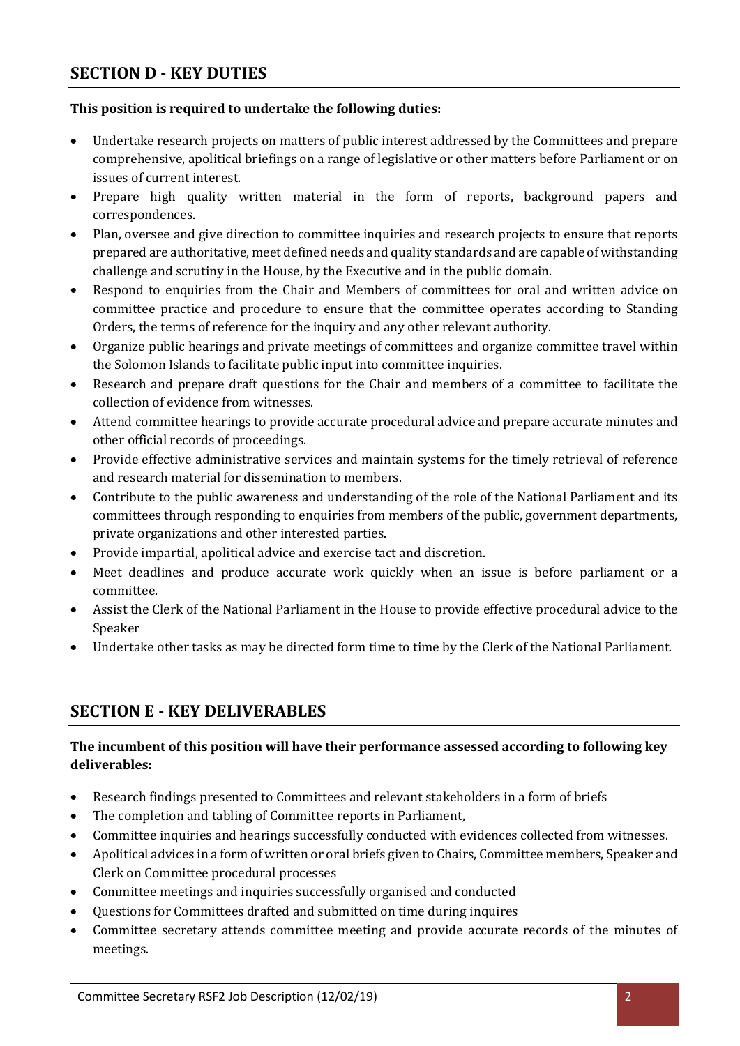## SECTION D - KEY DUTIES

**This position is required to undertake the following duties:**

- Undertake research projects on matters of public interest addressed by the Committees and prepare comprehensive, apolitical briefings on a range of legislative or other matters before Parliament or on issues of current interest.
- Prepare high quality written material in the form of reports, background papers and correspondences.
- Plan, oversee and give direction to committee inquiries and research projects to ensure that reports prepared are authoritative, meet defined needs and quality standards and are capable of withstanding challenge and scrutiny in the House, by the Executive and in the public domain.
- Respond to enquiries from the Chair and Members of committees for oral and written advice on committee practice and procedure to ensure that the committee operates according to Standing Orders, the terms of reference for the inquiry and any other relevant authority.
- Organize public hearings and private meetings of committees and organize committee travel within the Solomon Islands to facilitate public input into committee inquiries.
- Research and prepare draft questions for the Chair and members of a committee to facilitate the collection of evidence from witnesses.
- Attend committee hearings to provide accurate procedural advice and prepare accurate minutes and other official records of proceedings.
- Provide effective administrative services and maintain systems for the timely retrieval of reference and research material for dissemination to members.
- Contribute to the public awareness and understanding of the role of the National Parliament and its committees through responding to enquiries from members of the public, government departments, private organizations and other interested parties.
- Provide impartial, apolitical advice and exercise tact and discretion.
- Meet deadlines and produce accurate work quickly when an issue is before parliament or a committee.
- Assist the Clerk of the National Parliament in the House to provide effective procedural advice to the Speaker
- Undertake other tasks as may be directed form time to time by the Clerk of the National Parliament.

## SECTION E - KEY DELIVERABLES

**The incumbent of this position will have their performance assessed according to following key deliverables:**

- Research findings presented to Committees and relevant stakeholders in a form of briefs
- The completion and tabling of Committee reports in Parliament,
- Committee inquiries and hearings successfully conducted with evidences collected from witnesses.
- Apolitical advices in a form of written or oral briefs given to Chairs, Committee members, Speaker and Clerk on Committee procedural processes
- Committee meetings and inquiries successfully organised and conducted
- Questions for Committees drafted and submitted on time during inquires
- Committee secretary attends committee meeting and provide accurate records of the minutes of meetings.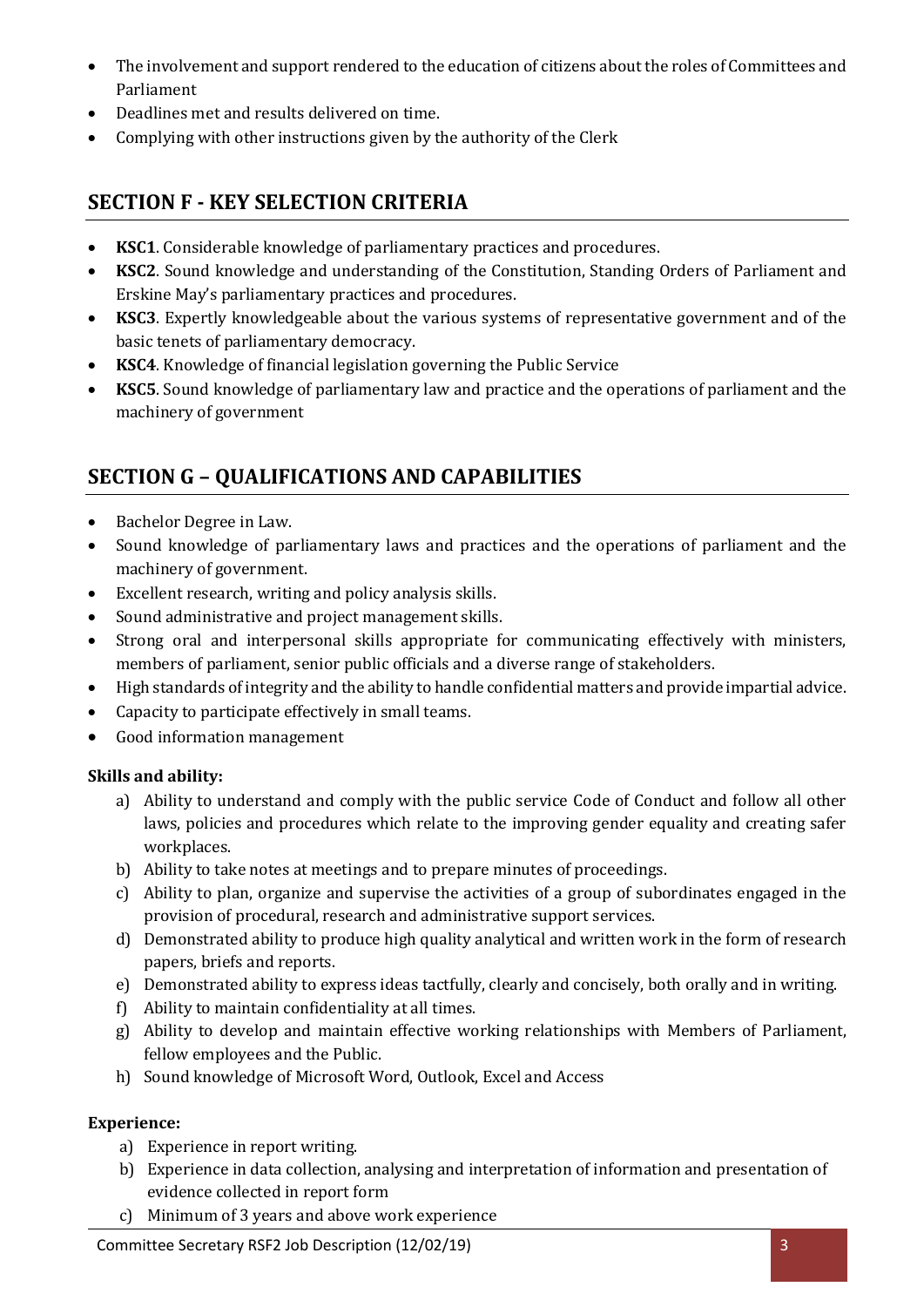- The involvement and support rendered to the education of citizens about the roles of Committees and Parliament
- Deadlines met and results delivered on time.
- Complying with other instructions given by the authority of the Clerk

## SECTION F - KEY SELECTION CRITERIA

- **KSC1**. Considerable knowledge of parliamentary practices and procedures.
- **KSC2**. Sound knowledge and understanding of the Constitution, Standing Orders of Parliament and Erskine May's parliamentary practices and procedures.
- **KSC3**. Expertly knowledgeable about the various systems of representative government and of the basic tenets of parliamentary democracy.
- **KSC4**. Knowledge of financial legislation governing the Public Service
- **KSC5**. Sound knowledge of parliamentary law and practice and the operations of parliament and the machinery of government

## SECTION G – QUALIFICATIONS AND CAPABILITIES

- Bachelor Degree in Law.
- Sound knowledge of parliamentary laws and practices and the operations of parliament and the machinery of government.
- Excellent research, writing and policy analysis skills.
- Sound administrative and project management skills.
- Strong oral and interpersonal skills appropriate for communicating effectively with ministers, members of parliament, senior public officials and a diverse range of stakeholders.
- High standards of integrity and the ability to handle confidential matters and provide impartial advice.
- Capacity to participate effectively in small teams.
- Good information management

**Skills and ability:**

a) Ability to understand and comply with the public service Code of Conduct and follow all other laws, policies and procedures which relate to the improving gender equality and creating safer workplaces.
b) Ability to take notes at meetings and to prepare minutes of proceedings.
c) Ability to plan, organize and supervise the activities of a group of subordinates engaged in the provision of procedural, research and administrative support services.
d) Demonstrated ability to produce high quality analytical and written work in the form of research papers, briefs and reports.
e) Demonstrated ability to express ideas tactfully, clearly and concisely, both orally and in writing.
f) Ability to maintain confidentiality at all times.
g) Ability to develop and maintain effective working relationships with Members of Parliament, fellow employees and the Public.
h) Sound knowledge of Microsoft Word, Outlook, Excel and Access

**Experience:**

a) Experience in report writing.
b) Experience in data collection, analysing and interpretation of information and presentation of evidence collected in report form
c) Minimum of 3 years and above work experience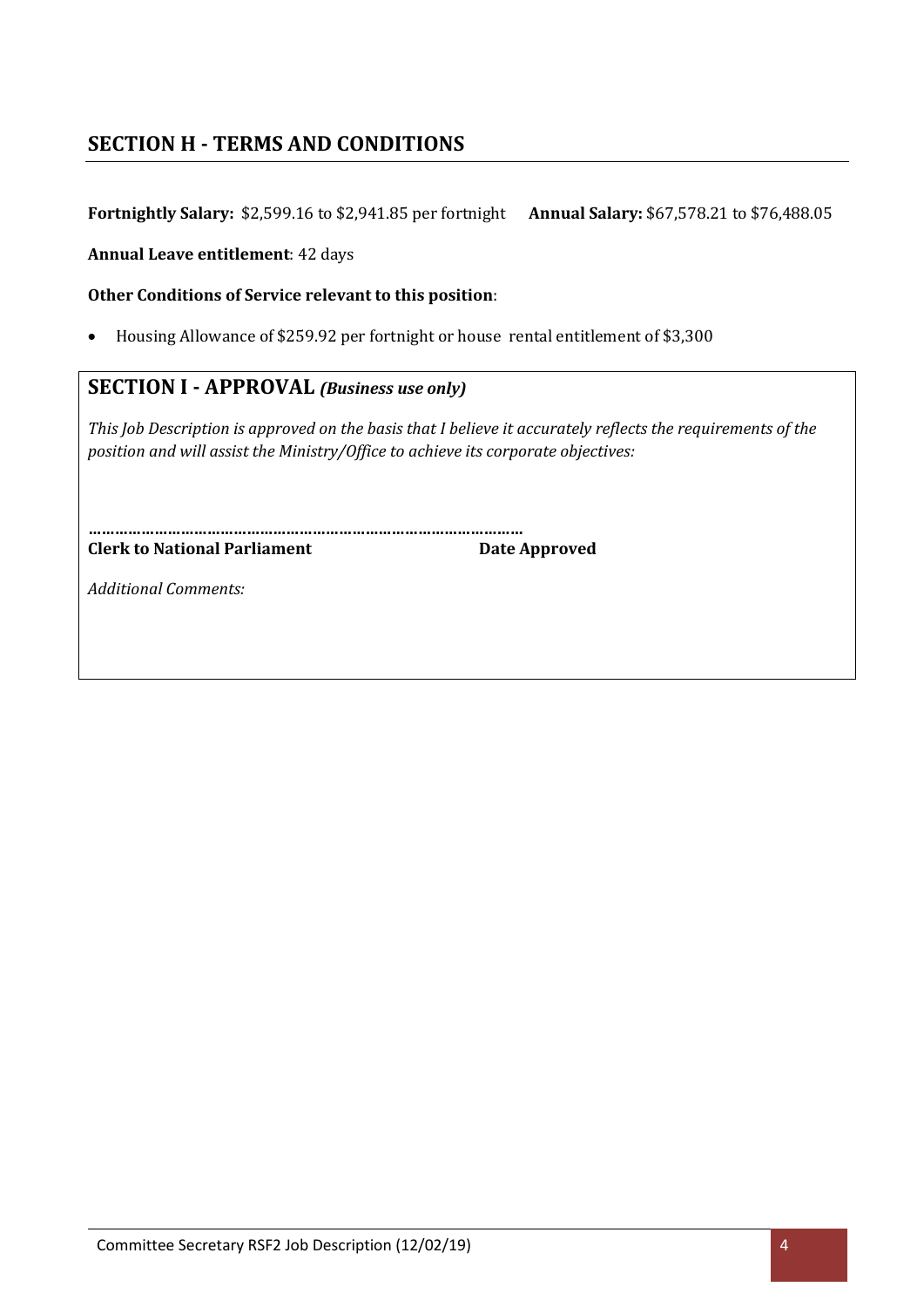## SECTION H - TERMS AND CONDITIONS

**Fortnightly Salary:** $2,599.16 to $2,941.85 per fortnight **Annual Salary:** $67,578.21 to $76,488.05

**Annual Leave entitlement**: 42 days

**Other Conditions of Service relevant to this position**:

- Housing Allowance of $259.92 per fortnight or house rental entitlement of $3,300

## SECTION I - APPROVAL *(Business use only)*

*This Job Description is approved on the basis that I believe it accurately reflects the requirements of the position and will assist the Ministry/Office to achieve its corporate objectives:*

**…………………………………………………………………………………**

**Clerk to National Parliament** **Date Approved**

*Additional Comments:*